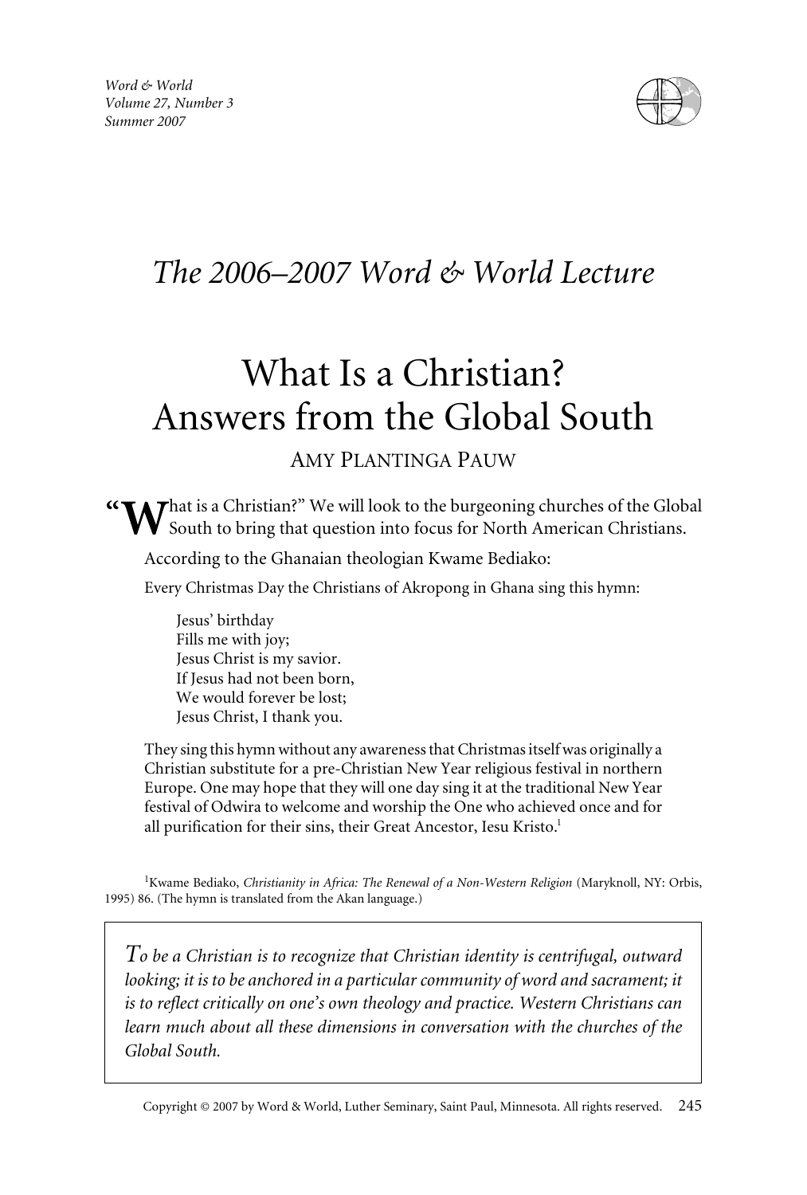*The 2006–2007 Word & World Lecture*

# What Is a Christian? Answers from the Global South

AMY PLANTINGA PAUW

"What is a Christian?" We will look to the burgeoning churches of the Global South to bring that question into focus for North American Christians.

According to the Ghanaian theologian Kwame Bediako:

> Every Christmas Day the Christians of Akropong in Ghana sing this hymn:
>
> > Jesus' birthday
> > Fills me with joy;
> > Jesus Christ is my savior.
> > If Jesus had not been born,
> > We would forever be lost;
> > Jesus Christ, I thank you.
>
> They sing this hymn without any awareness that Christmas itself was originally a Christian substitute for a pre-Christian New Year religious festival in northern Europe. One may hope that they will one day sing it at the traditional New Year festival of Odwira to welcome and worship the One who achieved once and for all purification for their sins, their Great Ancestor, Iesu Kristo.[1]

[1]Kwame Bediako, *Christianity in Africa: The Renewal of a Non-Western Religion* (Maryknoll, NY: Orbis, 1995) 86. (The hymn is translated from the Akan language.)

> *To be a Christian is to recognize that Christian identity is centrifugal, outward looking; it is to be anchored in a particular community of word and sacrament; it is to reflect critically on one's own theology and practice. Western Christians can learn much about all these dimensions in conversation with the churches of the Global South.*

Copyright © 2007 by Word & World, Luther Seminary, Saint Paul, Minnesota. All rights reserved.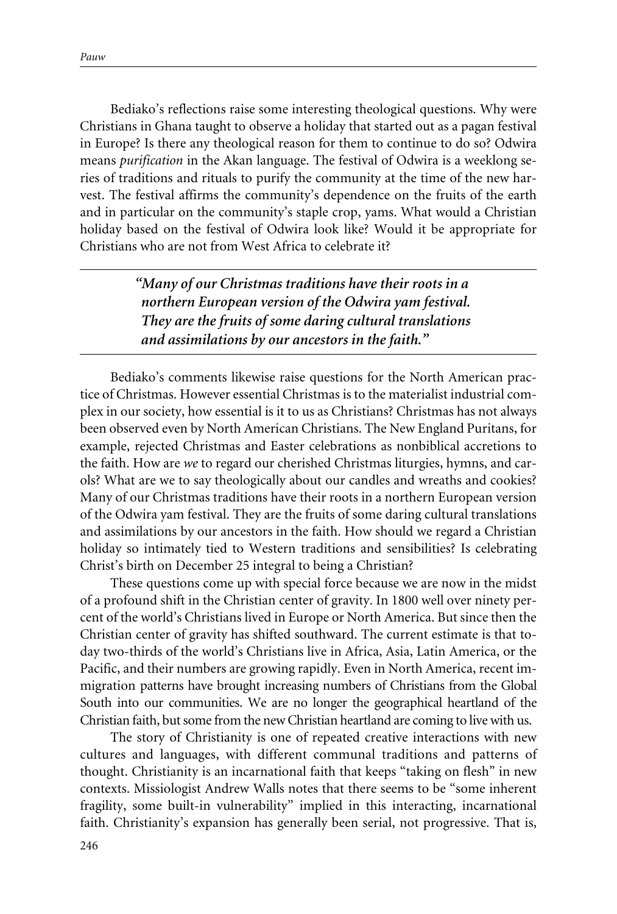Bediako's reflections raise some interesting theological questions. Why were Christians in Ghana taught to observe a holiday that started out as a pagan festival in Europe? Is there any theological reason for them to continue to do so? Odwira means *purification* in the Akan language. The festival of Odwira is a weeklong series of traditions and rituals to purify the community at the time of the new harvest. The festival affirms the community's dependence on the fruits of the earth and in particular on the community's staple crop, yams. What would a Christian holiday based on the festival of Odwira look like? Would it be appropriate for Christians who are not from West Africa to celebrate it?

> ***"Many of our Christmas traditions have their roots in a northern European version of the Odwira yam festival. They are the fruits of some daring cultural translations and assimilations by our ancestors in the faith."***

Bediako's comments likewise raise questions for the North American practice of Christmas. However essential Christmas is to the materialist industrial complex in our society, how essential is it to us as Christians? Christmas has not always been observed even by North American Christians. The New England Puritans, for example, rejected Christmas and Easter celebrations as nonbiblical accretions to the faith. How are *we* to regard our cherished Christmas liturgies, hymns, and carols? What are we to say theologically about our candles and wreaths and cookies? Many of our Christmas traditions have their roots in a northern European version of the Odwira yam festival. They are the fruits of some daring cultural translations and assimilations by our ancestors in the faith. How should we regard a Christian holiday so intimately tied to Western traditions and sensibilities? Is celebrating Christ's birth on December 25 integral to being a Christian?

These questions come up with special force because we are now in the midst of a profound shift in the Christian center of gravity. In 1800 well over ninety percent of the world's Christians lived in Europe or North America. But since then the Christian center of gravity has shifted southward. The current estimate is that today two-thirds of the world's Christians live in Africa, Asia, Latin America, or the Pacific, and their numbers are growing rapidly. Even in North America, recent immigration patterns have brought increasing numbers of Christians from the Global South into our communities. We are no longer the geographical heartland of the Christian faith, but some from the new Christian heartland are coming to live with us.

The story of Christianity is one of repeated creative interactions with new cultures and languages, with different communal traditions and patterns of thought. Christianity is an incarnational faith that keeps "taking on flesh" in new contexts. Missiologist Andrew Walls notes that there seems to be "some inherent fragility, some built-in vulnerability" implied in this interacting, incarnational faith. Christianity's expansion has generally been serial, not progressive. That is,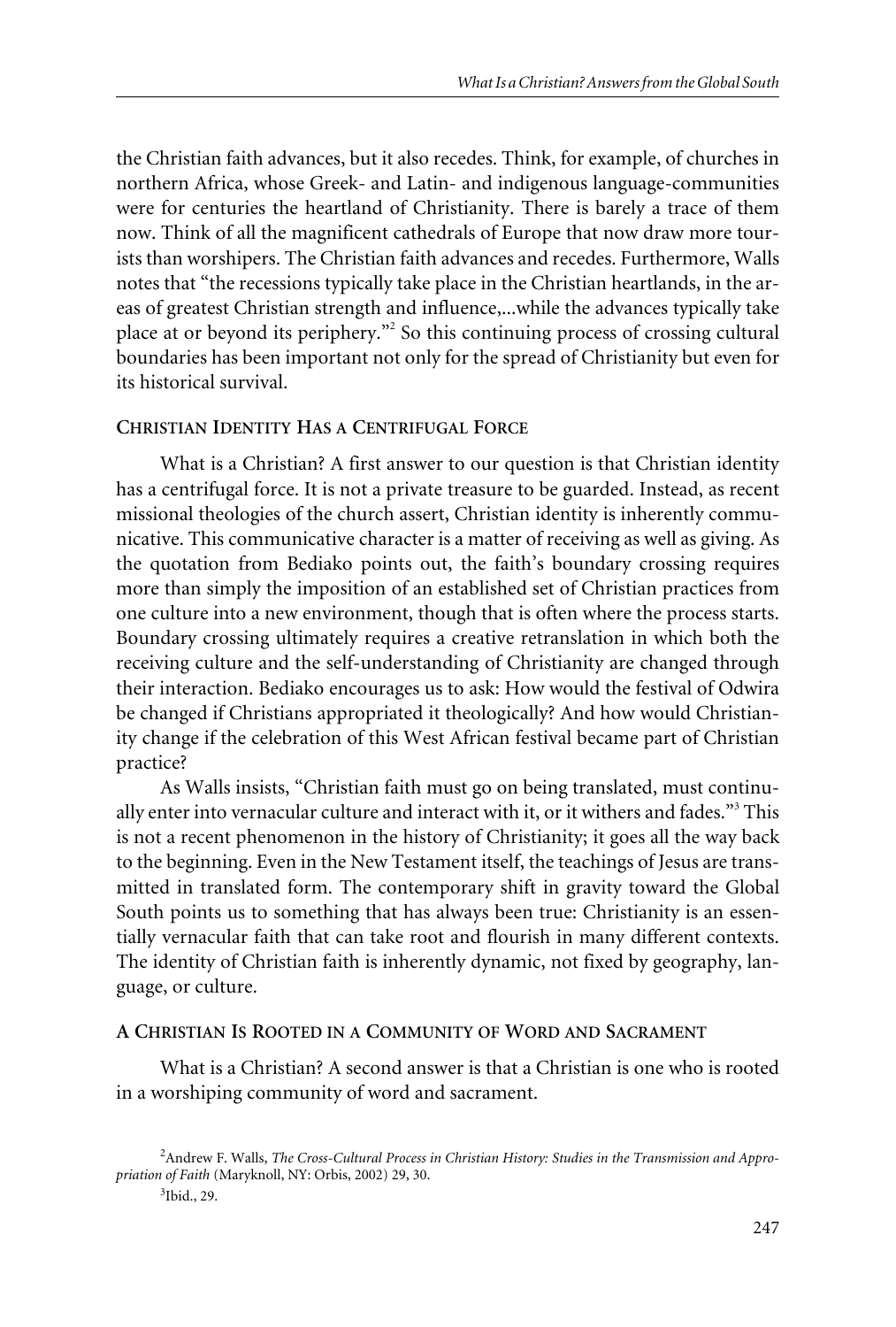the Christian faith advances, but it also recedes. Think, for example, of churches in northern Africa, whose Greek- and Latin- and indigenous language-communities were for centuries the heartland of Christianity. There is barely a trace of them now. Think of all the magnificent cathedrals of Europe that now draw more tourists than worshipers. The Christian faith advances and recedes. Furthermore, Walls notes that "the recessions typically take place in the Christian heartlands, in the areas of greatest Christian strength and influence,...while the advances typically take place at or beyond its periphery."[2] So this continuing process of crossing cultural boundaries has been important not only for the spread of Christianity but even for its historical survival.

### Christian Identity Has a Centrifugal Force

What is a Christian? A first answer to our question is that Christian identity has a centrifugal force. It is not a private treasure to be guarded. Instead, as recent missional theologies of the church assert, Christian identity is inherently communicative. This communicative character is a matter of receiving as well as giving. As the quotation from Bediako points out, the faith's boundary crossing requires more than simply the imposition of an established set of Christian practices from one culture into a new environment, though that is often where the process starts. Boundary crossing ultimately requires a creative retranslation in which both the receiving culture and the self-understanding of Christianity are changed through their interaction. Bediako encourages us to ask: How would the festival of Odwira be changed if Christians appropriated it theologically? And how would Christianity change if the celebration of this West African festival became part of Christian practice?

As Walls insists, "Christian faith must go on being translated, must continually enter into vernacular culture and interact with it, or it withers and fades."[3] This is not a recent phenomenon in the history of Christianity; it goes all the way back to the beginning. Even in the New Testament itself, the teachings of Jesus are transmitted in translated form. The contemporary shift in gravity toward the Global South points us to something that has always been true: Christianity is an essentially vernacular faith that can take root and flourish in many different contexts. The identity of Christian faith is inherently dynamic, not fixed by geography, language, or culture.

### A Christian Is Rooted in a Community of Word and Sacrament

What is a Christian? A second answer is that a Christian is one who is rooted in a worshiping community of word and sacrament.

[2] Andrew F. Walls, *The Cross-Cultural Process in Christian History: Studies in the Transmission and Appropriation of Faith* (Maryknoll, NY: Orbis, 2002) 29, 30.

[3] Ibid., 29.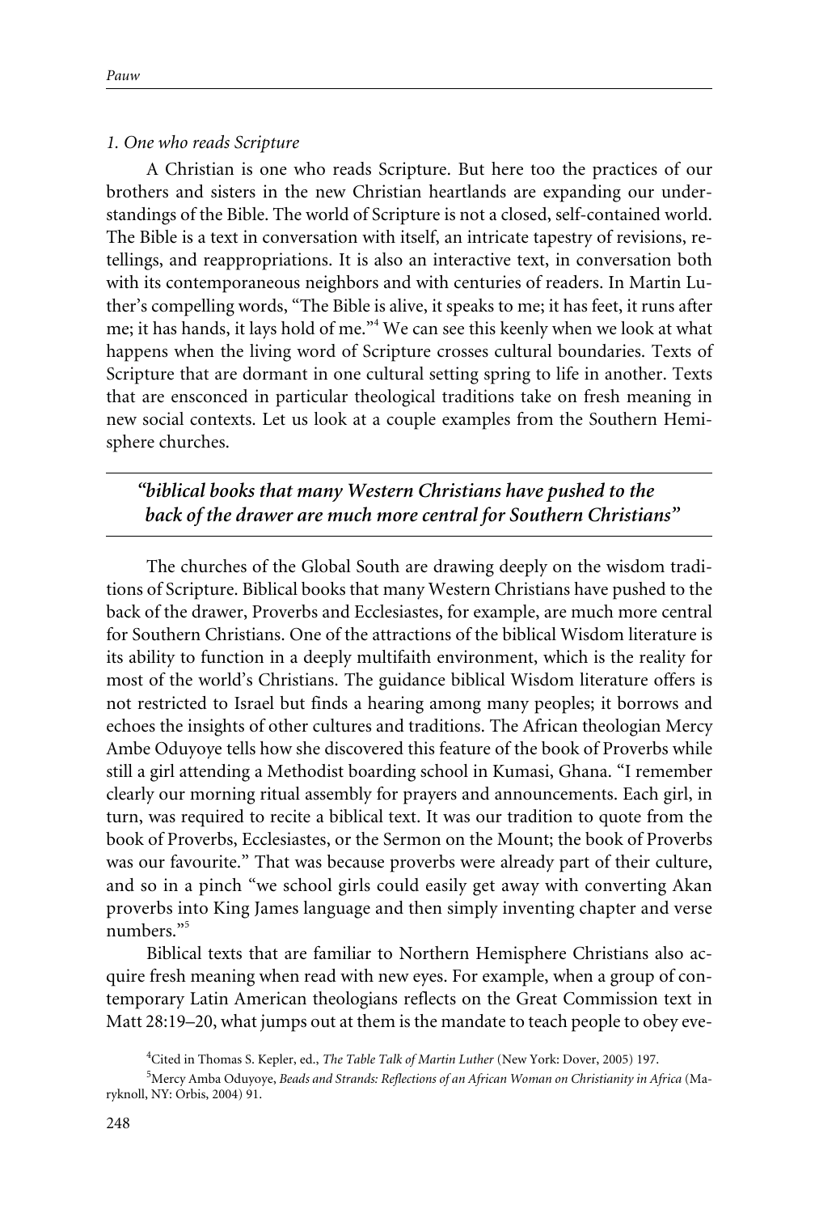*1. One who reads Scripture*

A Christian is one who reads Scripture. But here too the practices of our brothers and sisters in the new Christian heartlands are expanding our understandings of the Bible. The world of Scripture is not a closed, self-contained world. The Bible is a text in conversation with itself, an intricate tapestry of revisions, retellings, and reappropriations. It is also an interactive text, in conversation both with its contemporaneous neighbors and with centuries of readers. In Martin Luther's compelling words, "The Bible is alive, it speaks to me; it has feet, it runs after me; it has hands, it lays hold of me."[4] We can see this keenly when we look at what happens when the living word of Scripture crosses cultural boundaries. Texts of Scripture that are dormant in one cultural setting spring to life in another. Texts that are ensconced in particular theological traditions take on fresh meaning in new social contexts. Let us look at a couple examples from the Southern Hemisphere churches.

---

***"biblical books that many Western Christians have pushed to the back of the drawer are much more central for Southern Christians"***

---

The churches of the Global South are drawing deeply on the wisdom traditions of Scripture. Biblical books that many Western Christians have pushed to the back of the drawer, Proverbs and Ecclesiastes, for example, are much more central for Southern Christians. One of the attractions of the biblical Wisdom literature is its ability to function in a deeply multifaith environment, which is the reality for most of the world's Christians. The guidance biblical Wisdom literature offers is not restricted to Israel but finds a hearing among many peoples; it borrows and echoes the insights of other cultures and traditions. The African theologian Mercy Ambe Oduyoye tells how she discovered this feature of the book of Proverbs while still a girl attending a Methodist boarding school in Kumasi, Ghana. "I remember clearly our morning ritual assembly for prayers and announcements. Each girl, in turn, was required to recite a biblical text. It was our tradition to quote from the book of Proverbs, Ecclesiastes, or the Sermon on the Mount; the book of Proverbs was our favourite." That was because proverbs were already part of their culture, and so in a pinch "we school girls could easily get away with converting Akan proverbs into King James language and then simply inventing chapter and verse numbers."[5]

Biblical texts that are familiar to Northern Hemisphere Christians also acquire fresh meaning when read with new eyes. For example, when a group of contemporary Latin American theologians reflects on the Great Commission text in Matt 28:19–20, what jumps out at them is the mandate to teach people to obey eve-

[4] Cited in Thomas S. Kepler, ed., *The Table Talk of Martin Luther* (New York: Dover, 2005) 197.

[5] Mercy Amba Oduyoye, *Beads and Strands: Reflections of an African Woman on Christianity in Africa* (Maryknoll, NY: Orbis, 2004) 91.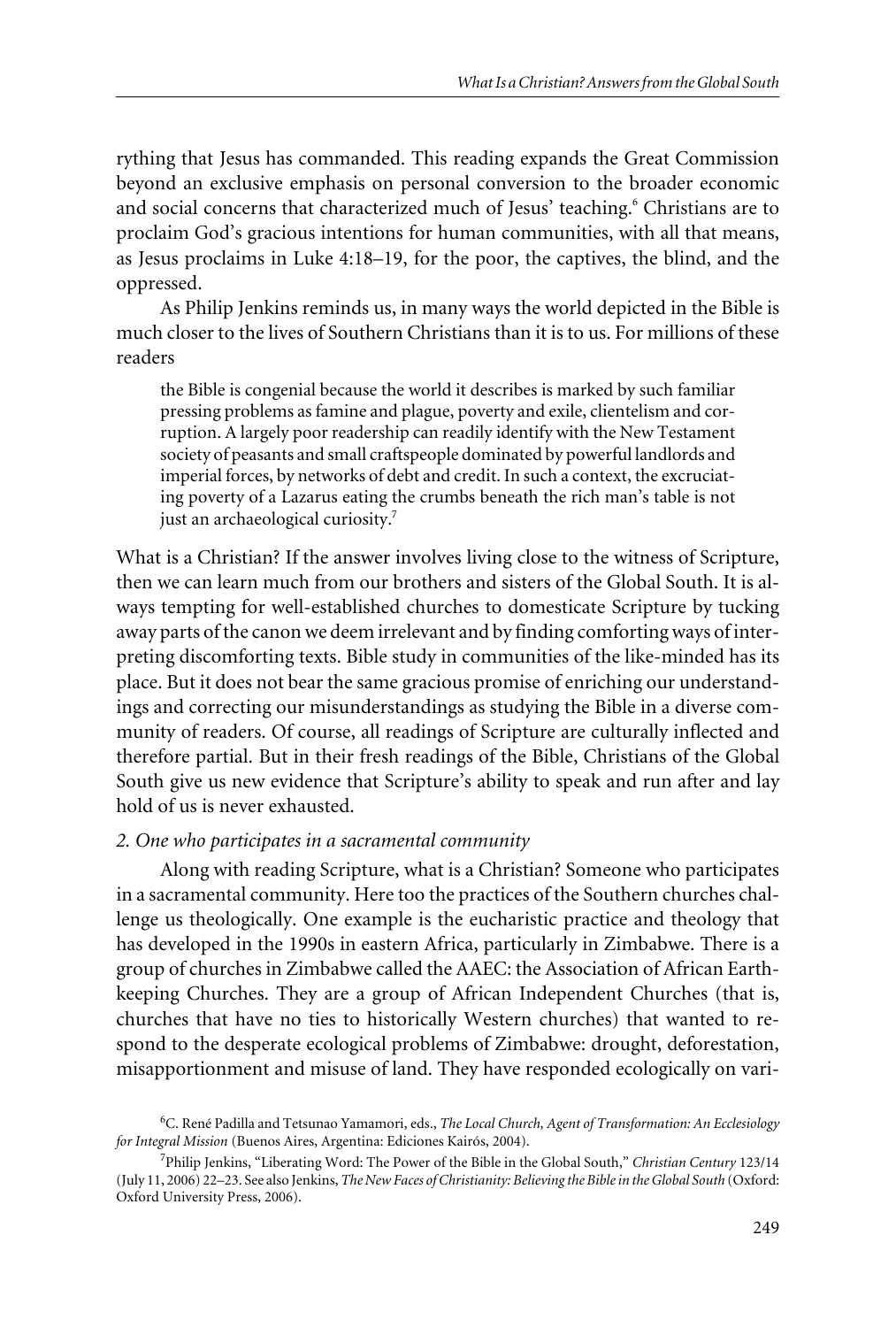rything that Jesus has commanded. This reading expands the Great Commission beyond an exclusive emphasis on personal conversion to the broader economic and social concerns that characterized much of Jesus' teaching.[6] Christians are to proclaim God's gracious intentions for human communities, with all that means, as Jesus proclaims in Luke 4:18–19, for the poor, the captives, the blind, and the oppressed.

As Philip Jenkins reminds us, in many ways the world depicted in the Bible is much closer to the lives of Southern Christians than it is to us. For millions of these readers

> the Bible is congenial because the world it describes is marked by such familiar pressing problems as famine and plague, poverty and exile, clientelism and corruption. A largely poor readership can readily identify with the New Testament society of peasants and small craftspeople dominated by powerful landlords and imperial forces, by networks of debt and credit. In such a context, the excruciating poverty of a Lazarus eating the crumbs beneath the rich man's table is not just an archaeological curiosity.[7]

What is a Christian? If the answer involves living close to the witness of Scripture, then we can learn much from our brothers and sisters of the Global South. It is always tempting for well-established churches to domesticate Scripture by tucking away parts of the canon we deem irrelevant and by finding comforting ways of interpreting discomforting texts. Bible study in communities of the like-minded has its place. But it does not bear the same gracious promise of enriching our understandings and correcting our misunderstandings as studying the Bible in a diverse community of readers. Of course, all readings of Scripture are culturally inflected and therefore partial. But in their fresh readings of the Bible, Christians of the Global South give us new evidence that Scripture's ability to speak and run after and lay hold of us is never exhausted.

*2. One who participates in a sacramental community*

Along with reading Scripture, what is a Christian? Someone who participates in a sacramental community. Here too the practices of the Southern churches challenge us theologically. One example is the eucharistic practice and theology that has developed in the 1990s in eastern Africa, particularly in Zimbabwe. There is a group of churches in Zimbabwe called the AAEC: the Association of African Earthkeeping Churches. They are a group of African Independent Churches (that is, churches that have no ties to historically Western churches) that wanted to respond to the desperate ecological problems of Zimbabwe: drought, deforestation, misapportionment and misuse of land. They have responded ecologically on vari-

---

[6] C. René Padilla and Tetsunao Yamamori, eds., *The Local Church, Agent of Transformation: An Ecclesiology for Integral Mission* (Buenos Aires, Argentina: Ediciones Kairós, 2004).

[7] Philip Jenkins, "Liberating Word: The Power of the Bible in the Global South," *Christian Century* 123/14 (July 11, 2006) 22–23. See also Jenkins, *The New Faces of Christianity: Believing the Bible in the Global South* (Oxford: Oxford University Press, 2006).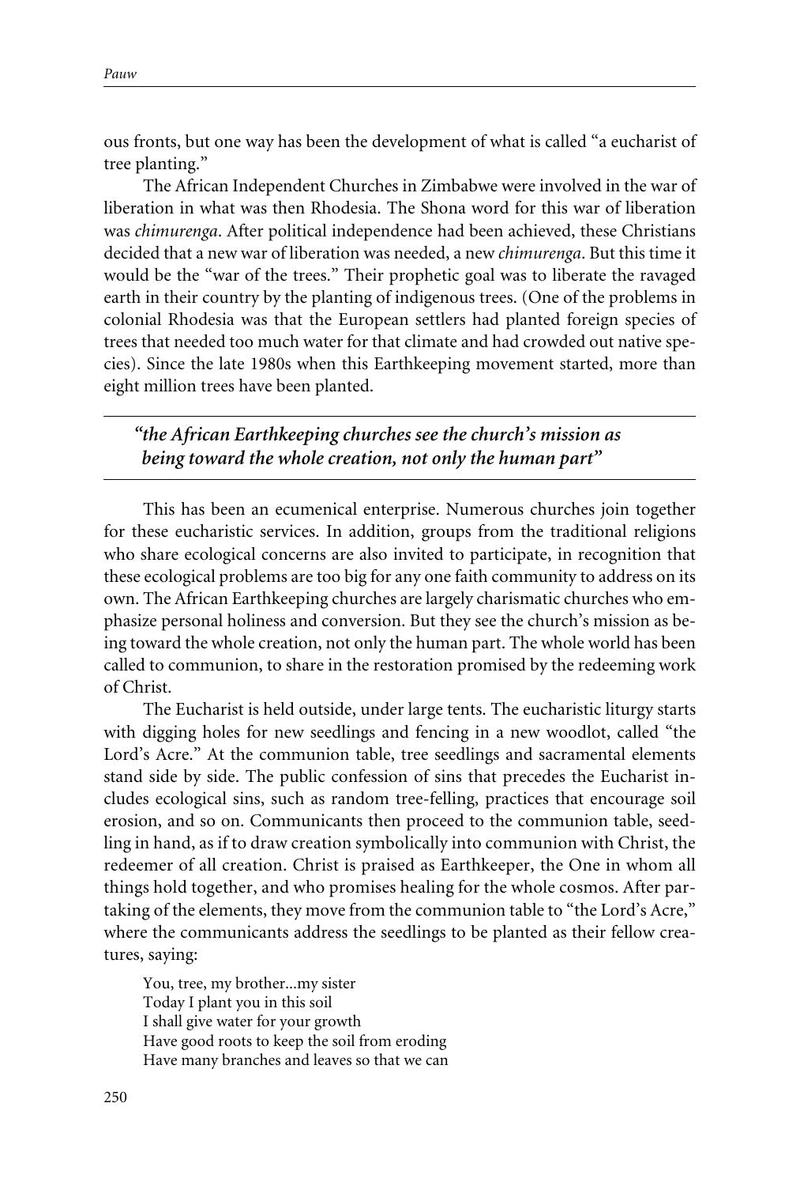ous fronts, but one way has been the development of what is called "a eucharist of tree planting."

The African Independent Churches in Zimbabwe were involved in the war of liberation in what was then Rhodesia. The Shona word for this war of liberation was *chimurenga*. After political independence had been achieved, these Christians decided that a new war of liberation was needed, a new *chimurenga*. But this time it would be the "war of the trees." Their prophetic goal was to liberate the ravaged earth in their country by the planting of indigenous trees. (One of the problems in colonial Rhodesia was that the European settlers had planted foreign species of trees that needed too much water for that climate and had crowded out native species). Since the late 1980s when this Earthkeeping movement started, more than eight million trees have been planted.

> ***"the African Earthkeeping churches see the church's mission as being toward the whole creation, not only the human part"***

This has been an ecumenical enterprise. Numerous churches join together for these eucharistic services. In addition, groups from the traditional religions who share ecological concerns are also invited to participate, in recognition that these ecological problems are too big for any one faith community to address on its own. The African Earthkeeping churches are largely charismatic churches who emphasize personal holiness and conversion. But they see the church's mission as being toward the whole creation, not only the human part. The whole world has been called to communion, to share in the restoration promised by the redeeming work of Christ.

The Eucharist is held outside, under large tents. The eucharistic liturgy starts with digging holes for new seedlings and fencing in a new woodlot, called "the Lord's Acre." At the communion table, tree seedlings and sacramental elements stand side by side. The public confession of sins that precedes the Eucharist includes ecological sins, such as random tree-felling, practices that encourage soil erosion, and so on. Communicants then proceed to the communion table, seedling in hand, as if to draw creation symbolically into communion with Christ, the redeemer of all creation. Christ is praised as Earthkeeper, the One in whom all things hold together, and who promises healing for the whole cosmos. After partaking of the elements, they move from the communion table to "the Lord's Acre," where the communicants address the seedlings to be planted as their fellow creatures, saying:

You, tree, my brother...my sister  
Today I plant you in this soil  
I shall give water for your growth  
Have good roots to keep the soil from eroding  
Have many branches and leaves so that we can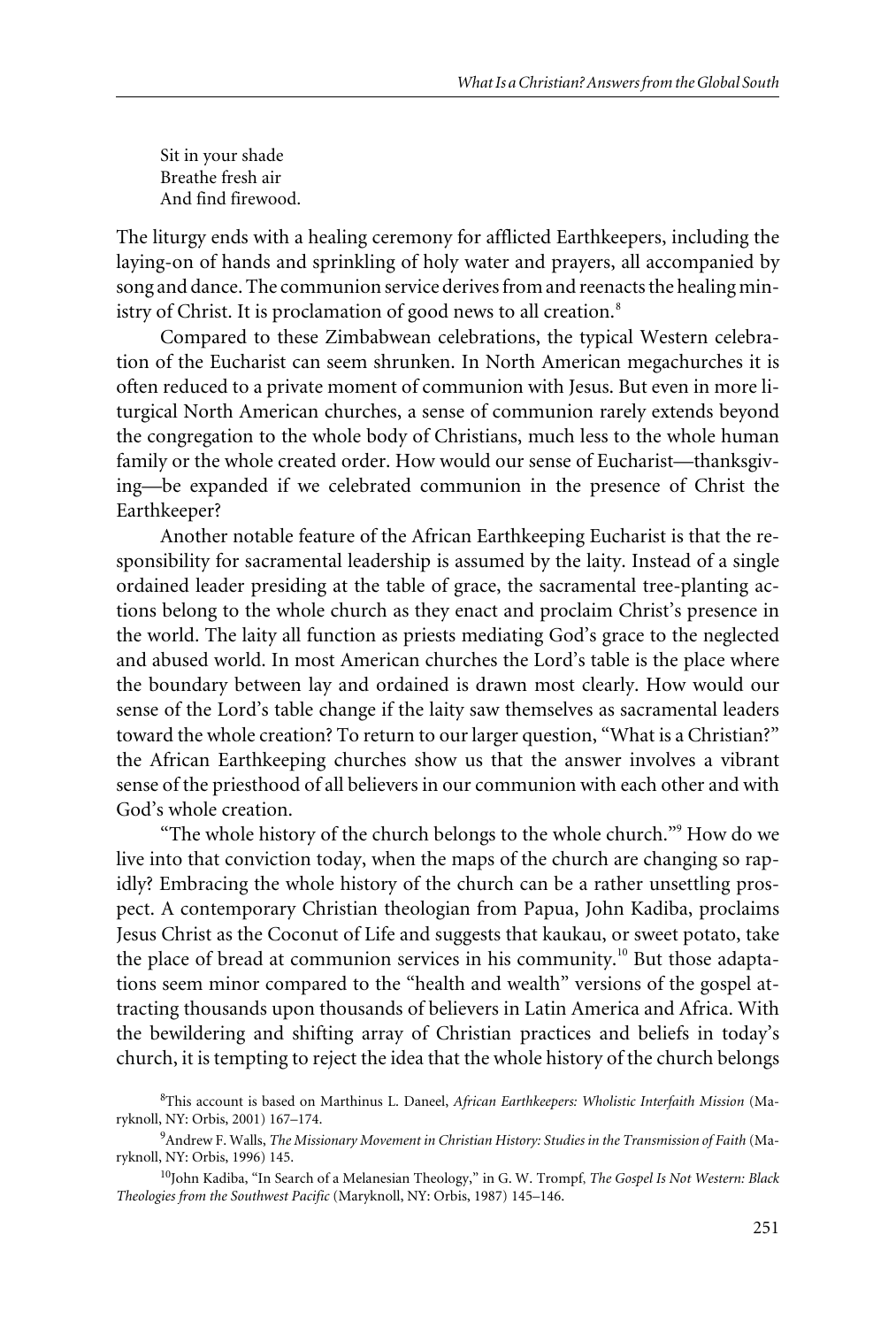Sit in your shade  
Breathe fresh air  
And find firewood.

The liturgy ends with a healing ceremony for afflicted Earthkeepers, including the laying-on of hands and sprinkling of holy water and prayers, all accompanied by song and dance. The communion service derives from and reenacts the healing ministry of Christ. It is proclamation of good news to all creation.[8]

Compared to these Zimbabwean celebrations, the typical Western celebration of the Eucharist can seem shrunken. In North American megachurches it is often reduced to a private moment of communion with Jesus. But even in more liturgical North American churches, a sense of communion rarely extends beyond the congregation to the whole body of Christians, much less to the whole human family or the whole created order. How would our sense of Eucharist—thanksgiving—be expanded if we celebrated communion in the presence of Christ the Earthkeeper?

Another notable feature of the African Earthkeeping Eucharist is that the responsibility for sacramental leadership is assumed by the laity. Instead of a single ordained leader presiding at the table of grace, the sacramental tree-planting actions belong to the whole church as they enact and proclaim Christ's presence in the world. The laity all function as priests mediating God's grace to the neglected and abused world. In most American churches the Lord's table is the place where the boundary between lay and ordained is drawn most clearly. How would our sense of the Lord's table change if the laity saw themselves as sacramental leaders toward the whole creation? To return to our larger question, "What is a Christian?" the African Earthkeeping churches show us that the answer involves a vibrant sense of the priesthood of all believers in our communion with each other and with God's whole creation.

"The whole history of the church belongs to the whole church."[9] How do we live into that conviction today, when the maps of the church are changing so rapidly? Embracing the whole history of the church can be a rather unsettling prospect. A contemporary Christian theologian from Papua, John Kadiba, proclaims Jesus Christ as the Coconut of Life and suggests that kaukau, or sweet potato, take the place of bread at communion services in his community.[10] But those adaptations seem minor compared to the "health and wealth" versions of the gospel attracting thousands upon thousands of believers in Latin America and Africa. With the bewildering and shifting array of Christian practices and beliefs in today's church, it is tempting to reject the idea that the whole history of the church belongs

---

[8]This account is based on Marthinus L. Daneel, *African Earthkeepers: Wholistic Interfaith Mission* (Maryknoll, NY: Orbis, 2001) 167–174.

[9]Andrew F. Walls, *The Missionary Movement in Christian History: Studies in the Transmission of Faith* (Maryknoll, NY: Orbis, 1996) 145.

[10]John Kadiba, "In Search of a Melanesian Theology," in G. W. Trompf, *The Gospel Is Not Western: Black Theologies from the Southwest Pacific* (Maryknoll, NY: Orbis, 1987) 145–146.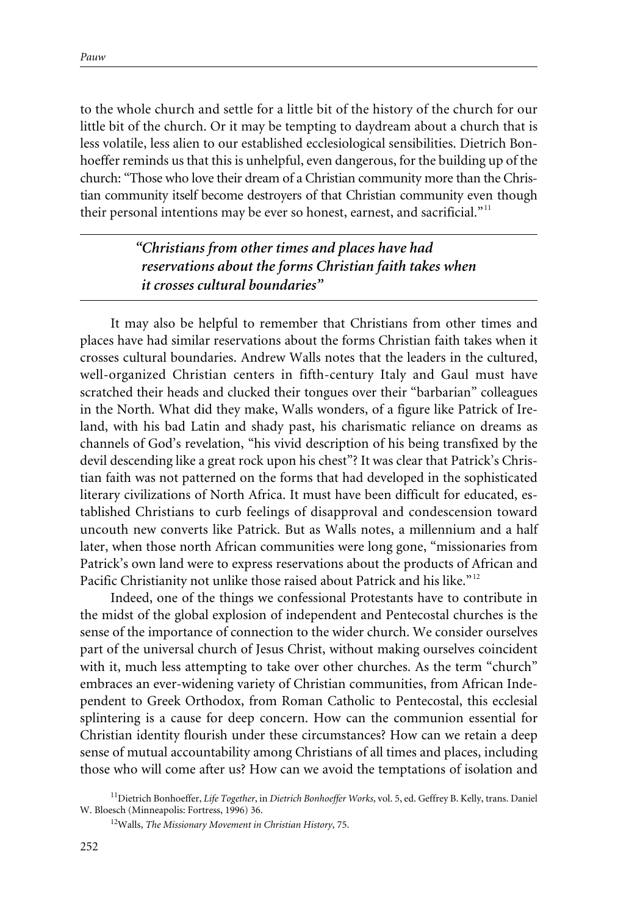to the whole church and settle for a little bit of the history of the church for our little bit of the church. Or it may be tempting to daydream about a church that is less volatile, less alien to our established ecclesiological sensibilities. Dietrich Bonhoeffer reminds us that this is unhelpful, even dangerous, for the building up of the church: "Those who love their dream of a Christian community more than the Christian community itself become destroyers of that Christian community even though their personal intentions may be ever so honest, earnest, and sacrificial."[11]

> ***"Christians from other times and places have had reservations about the forms Christian faith takes when it crosses cultural boundaries"***

It may also be helpful to remember that Christians from other times and places have had similar reservations about the forms Christian faith takes when it crosses cultural boundaries. Andrew Walls notes that the leaders in the cultured, well-organized Christian centers in fifth-century Italy and Gaul must have scratched their heads and clucked their tongues over their "barbarian" colleagues in the North. What did they make, Walls wonders, of a figure like Patrick of Ireland, with his bad Latin and shady past, his charismatic reliance on dreams as channels of God's revelation, "his vivid description of his being transfixed by the devil descending like a great rock upon his chest"? It was clear that Patrick's Christian faith was not patterned on the forms that had developed in the sophisticated literary civilizations of North Africa. It must have been difficult for educated, established Christians to curb feelings of disapproval and condescension toward uncouth new converts like Patrick. But as Walls notes, a millennium and a half later, when those north African communities were long gone, "missionaries from Patrick's own land were to express reservations about the products of African and Pacific Christianity not unlike those raised about Patrick and his like."[12]

Indeed, one of the things we confessional Protestants have to contribute in the midst of the global explosion of independent and Pentecostal churches is the sense of the importance of connection to the wider church. We consider ourselves part of the universal church of Jesus Christ, without making ourselves coincident with it, much less attempting to take over other churches. As the term "church" embraces an ever-widening variety of Christian communities, from African Independent to Greek Orthodox, from Roman Catholic to Pentecostal, this ecclesial splintering is a cause for deep concern. How can the communion essential for Christian identity flourish under these circumstances? How can we retain a deep sense of mutual accountability among Christians of all times and places, including those who will come after us? How can we avoid the temptations of isolation and

[11] Dietrich Bonhoeffer, *Life Together*, in *Dietrich Bonhoeffer Works*, vol. 5, ed. Geffrey B. Kelly, trans. Daniel W. Bloesch (Minneapolis: Fortress, 1996) 36.

[12] Walls, *The Missionary Movement in Christian History*, 75.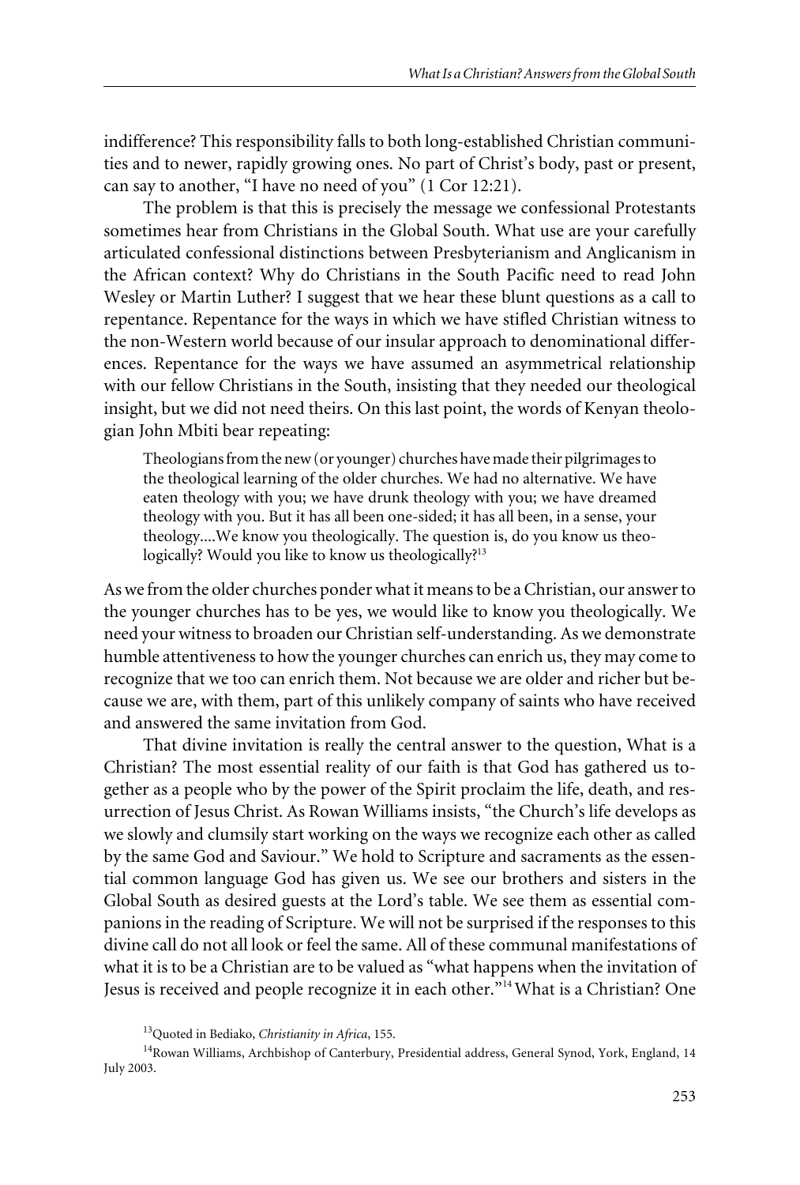indifference? This responsibility falls to both long-established Christian communities and to newer, rapidly growing ones. No part of Christ's body, past or present, can say to another, "I have no need of you" (1 Cor 12:21).

The problem is that this is precisely the message we confessional Protestants sometimes hear from Christians in the Global South. What use are your carefully articulated confessional distinctions between Presbyterianism and Anglicanism in the African context? Why do Christians in the South Pacific need to read John Wesley or Martin Luther? I suggest that we hear these blunt questions as a call to repentance. Repentance for the ways in which we have stifled Christian witness to the non-Western world because of our insular approach to denominational differences. Repentance for the ways we have assumed an asymmetrical relationship with our fellow Christians in the South, insisting that they needed our theological insight, but we did not need theirs. On this last point, the words of Kenyan theologian John Mbiti bear repeating:

> Theologians from the new (or younger) churches have made their pilgrimages to the theological learning of the older churches. We had no alternative. We have eaten theology with you; we have drunk theology with you; we have dreamed theology with you. But it has all been one-sided; it has all been, in a sense, your theology....We know you theologically. The question is, do you know us theologically? Would you like to know us theologically?[13]

As we from the older churches ponder what it means to be a Christian, our answer to the younger churches has to be yes, we would like to know you theologically. We need your witness to broaden our Christian self-understanding. As we demonstrate humble attentiveness to how the younger churches can enrich us, they may come to recognize that we too can enrich them. Not because we are older and richer but because we are, with them, part of this unlikely company of saints who have received and answered the same invitation from God.

That divine invitation is really the central answer to the question, What is a Christian? The most essential reality of our faith is that God has gathered us together as a people who by the power of the Spirit proclaim the life, death, and resurrection of Jesus Christ. As Rowan Williams insists, "the Church's life develops as we slowly and clumsily start working on the ways we recognize each other as called by the same God and Saviour." We hold to Scripture and sacraments as the essential common language God has given us. We see our brothers and sisters in the Global South as desired guests at the Lord's table. We see them as essential companions in the reading of Scripture. We will not be surprised if the responses to this divine call do not all look or feel the same. All of these communal manifestations of what it is to be a Christian are to be valued as "what happens when the invitation of Jesus is received and people recognize it in each other."[14] What is a Christian? One

[13] Quoted in Bediako, *Christianity in Africa*, 155.

[14] Rowan Williams, Archbishop of Canterbury, Presidential address, General Synod, York, England, 14 July 2003.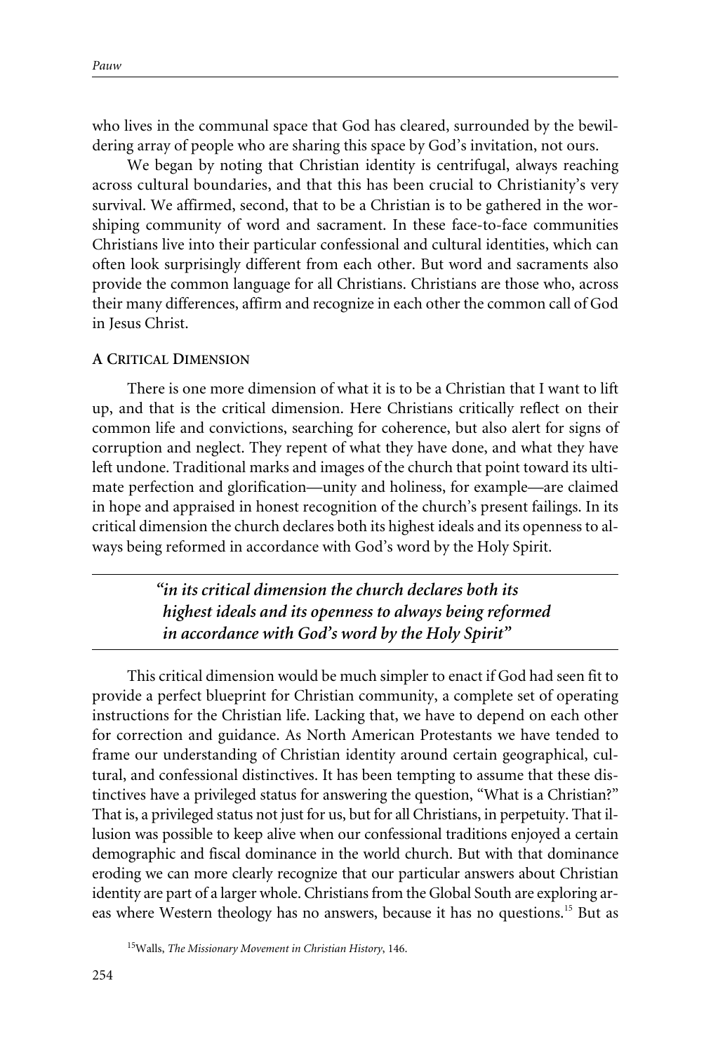who lives in the communal space that God has cleared, surrounded by the bewildering array of people who are sharing this space by God's invitation, not ours.

We began by noting that Christian identity is centrifugal, always reaching across cultural boundaries, and that this has been crucial to Christianity's very survival. We affirmed, second, that to be a Christian is to be gathered in the worshiping community of word and sacrament. In these face-to-face communities Christians live into their particular confessional and cultural identities, which can often look surprisingly different from each other. But word and sacraments also provide the common language for all Christians. Christians are those who, across their many differences, affirm and recognize in each other the common call of God in Jesus Christ.

### A Critical Dimension

There is one more dimension of what it is to be a Christian that I want to lift up, and that is the critical dimension. Here Christians critically reflect on their common life and convictions, searching for coherence, but also alert for signs of corruption and neglect. They repent of what they have done, and what they have left undone. Traditional marks and images of the church that point toward its ultimate perfection and glorification—unity and holiness, for example—are claimed in hope and appraised in honest recognition of the church's present failings. In its critical dimension the church declares both its highest ideals and its openness to always being reformed in accordance with God's word by the Holy Spirit.

> ***"in its critical dimension the church declares both its highest ideals and its openness to always being reformed in accordance with God's word by the Holy Spirit"***

This critical dimension would be much simpler to enact if God had seen fit to provide a perfect blueprint for Christian community, a complete set of operating instructions for the Christian life. Lacking that, we have to depend on each other for correction and guidance. As North American Protestants we have tended to frame our understanding of Christian identity around certain geographical, cultural, and confessional distinctives. It has been tempting to assume that these distinctives have a privileged status for answering the question, "What is a Christian?" That is, a privileged status not just for us, but for all Christians, in perpetuity. That illusion was possible to keep alive when our confessional traditions enjoyed a certain demographic and fiscal dominance in the world church. But with that dominance eroding we can more clearly recognize that our particular answers about Christian identity are part of a larger whole. Christians from the Global South are exploring areas where Western theology has no answers, because it has no questions.[15] But as

[15] Walls, *The Missionary Movement in Christian History*, 146.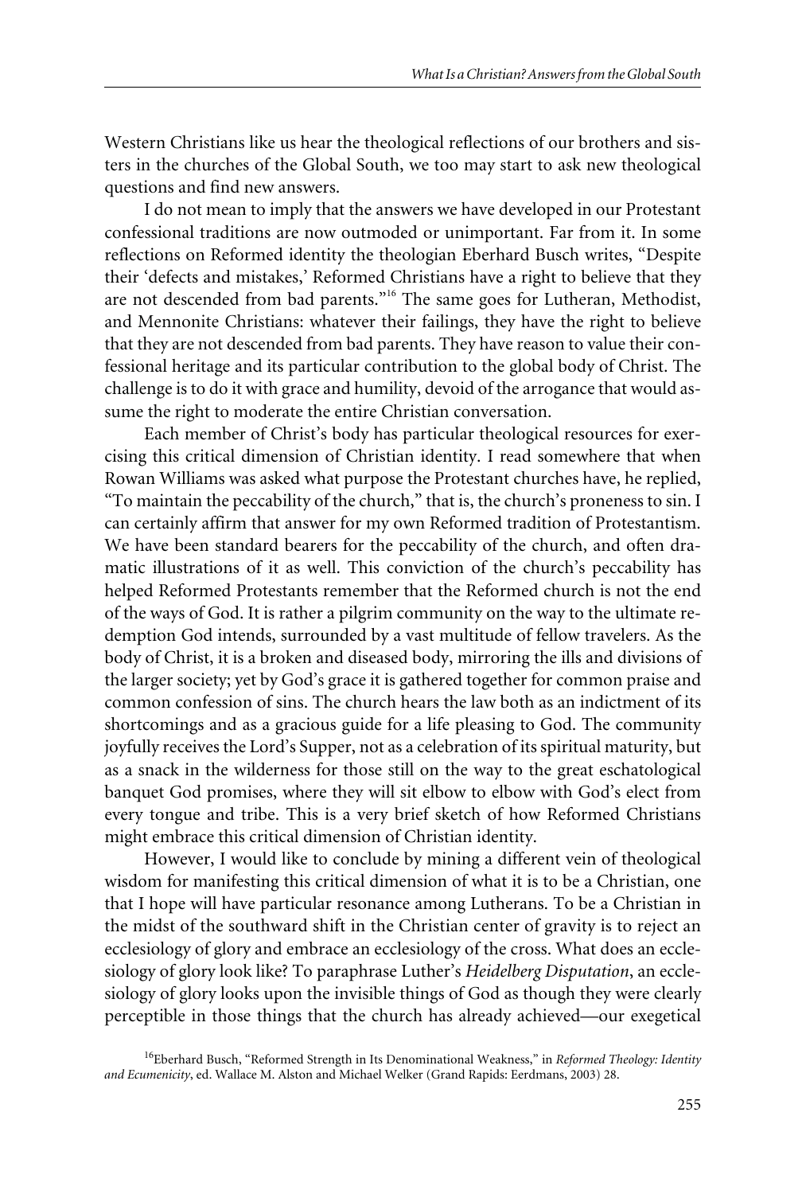Western Christians like us hear the theological reflections of our brothers and sisters in the churches of the Global South, we too may start to ask new theological questions and find new answers.

I do not mean to imply that the answers we have developed in our Protestant confessional traditions are now outmoded or unimportant. Far from it. In some reflections on Reformed identity the theologian Eberhard Busch writes, "Despite their 'defects and mistakes,' Reformed Christians have a right to believe that they are not descended from bad parents."[16] The same goes for Lutheran, Methodist, and Mennonite Christians: whatever their failings, they have the right to believe that they are not descended from bad parents. They have reason to value their confessional heritage and its particular contribution to the global body of Christ. The challenge is to do it with grace and humility, devoid of the arrogance that would assume the right to moderate the entire Christian conversation.

Each member of Christ's body has particular theological resources for exercising this critical dimension of Christian identity. I read somewhere that when Rowan Williams was asked what purpose the Protestant churches have, he replied, "To maintain the peccability of the church," that is, the church's proneness to sin. I can certainly affirm that answer for my own Reformed tradition of Protestantism. We have been standard bearers for the peccability of the church, and often dramatic illustrations of it as well. This conviction of the church's peccability has helped Reformed Protestants remember that the Reformed church is not the end of the ways of God. It is rather a pilgrim community on the way to the ultimate redemption God intends, surrounded by a vast multitude of fellow travelers. As the body of Christ, it is a broken and diseased body, mirroring the ills and divisions of the larger society; yet by God's grace it is gathered together for common praise and common confession of sins. The church hears the law both as an indictment of its shortcomings and as a gracious guide for a life pleasing to God. The community joyfully receives the Lord's Supper, not as a celebration of its spiritual maturity, but as a snack in the wilderness for those still on the way to the great eschatological banquet God promises, where they will sit elbow to elbow with God's elect from every tongue and tribe. This is a very brief sketch of how Reformed Christians might embrace this critical dimension of Christian identity.

However, I would like to conclude by mining a different vein of theological wisdom for manifesting this critical dimension of what it is to be a Christian, one that I hope will have particular resonance among Lutherans. To be a Christian in the midst of the southward shift in the Christian center of gravity is to reject an ecclesiology of glory and embrace an ecclesiology of the cross. What does an ecclesiology of glory look like? To paraphrase Luther's *Heidelberg Disputation*, an ecclesiology of glory looks upon the invisible things of God as though they were clearly perceptible in those things that the church has already achieved—our exegetical

[16] Eberhard Busch, "Reformed Strength in Its Denominational Weakness," in *Reformed Theology: Identity and Ecumenicity*, ed. Wallace M. Alston and Michael Welker (Grand Rapids: Eerdmans, 2003) 28.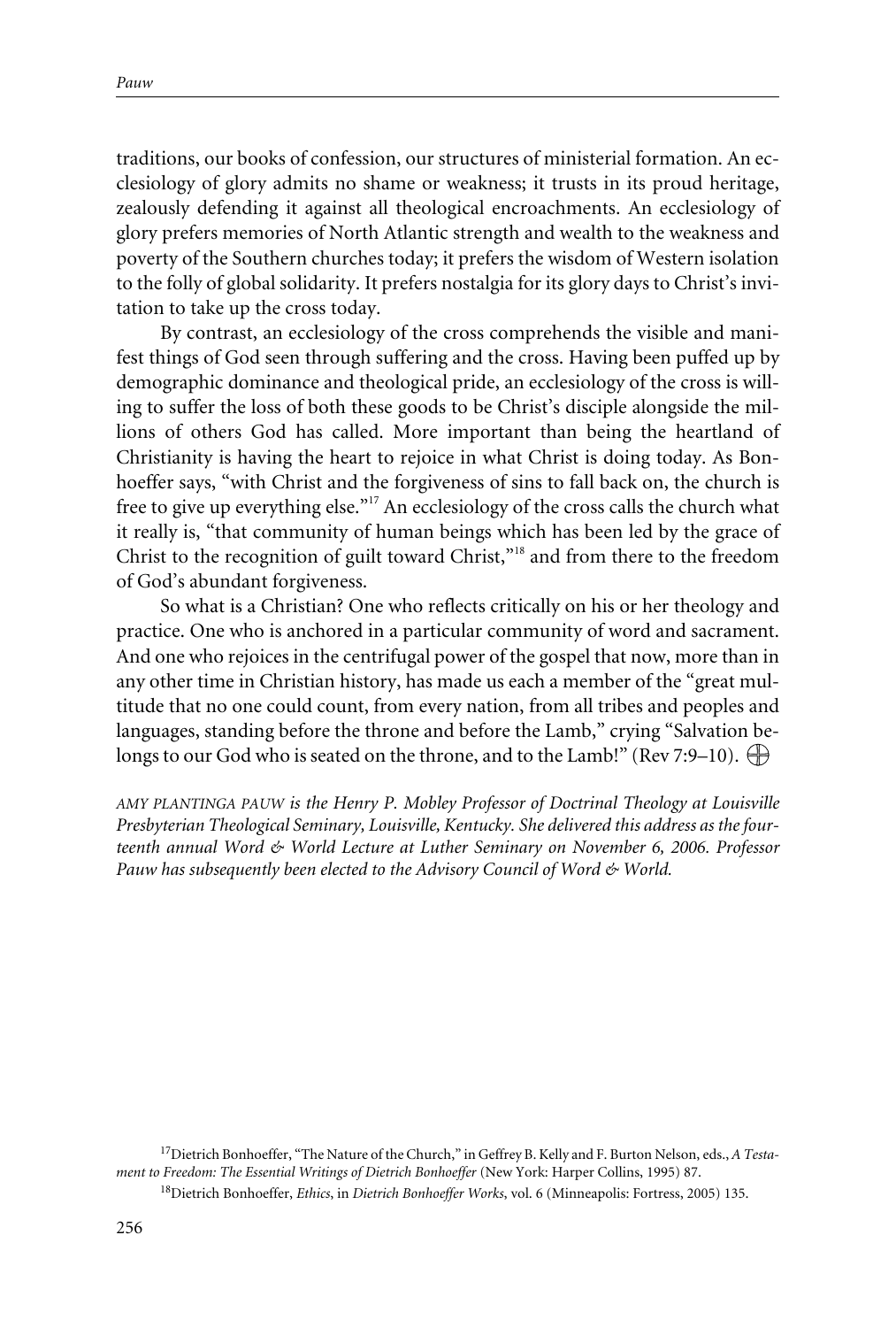traditions, our books of confession, our structures of ministerial formation. An ecclesiology of glory admits no shame or weakness; it trusts in its proud heritage, zealously defending it against all theological encroachments. An ecclesiology of glory prefers memories of North Atlantic strength and wealth to the weakness and poverty of the Southern churches today; it prefers the wisdom of Western isolation to the folly of global solidarity. It prefers nostalgia for its glory days to Christ's invitation to take up the cross today.

By contrast, an ecclesiology of the cross comprehends the visible and manifest things of God seen through suffering and the cross. Having been puffed up by demographic dominance and theological pride, an ecclesiology of the cross is willing to suffer the loss of both these goods to be Christ's disciple alongside the millions of others God has called. More important than being the heartland of Christianity is having the heart to rejoice in what Christ is doing today. As Bonhoeffer says, "with Christ and the forgiveness of sins to fall back on, the church is free to give up everything else."[17] An ecclesiology of the cross calls the church what it really is, "that community of human beings which has been led by the grace of Christ to the recognition of guilt toward Christ,"[18] and from there to the freedom of God's abundant forgiveness.

So what is a Christian? One who reflects critically on his or her theology and practice. One who is anchored in a particular community of word and sacrament. And one who rejoices in the centrifugal power of the gospel that now, more than in any other time in Christian history, has made us each a member of the "great multitude that no one could count, from every nation, from all tribes and peoples and languages, standing before the throne and before the Lamb," crying "Salvation belongs to our God who is seated on the throne, and to the Lamb!" (Rev 7:9–10).

*AMY PLANTINGA PAUW is the Henry P. Mobley Professor of Doctrinal Theology at Louisville Presbyterian Theological Seminary, Louisville, Kentucky. She delivered this address as the fourteenth annual Word & World Lecture at Luther Seminary on November 6, 2006. Professor Pauw has subsequently been elected to the Advisory Council of Word & World.*

[17]Dietrich Bonhoeffer, "The Nature of the Church," in Geffrey B. Kelly and F. Burton Nelson, eds., *A Testament to Freedom: The Essential Writings of Dietrich Bonhoeffer* (New York: Harper Collins, 1995) 87.

[18]Dietrich Bonhoeffer, *Ethics*, in *Dietrich Bonhoeffer Works*, vol. 6 (Minneapolis: Fortress, 2005) 135.